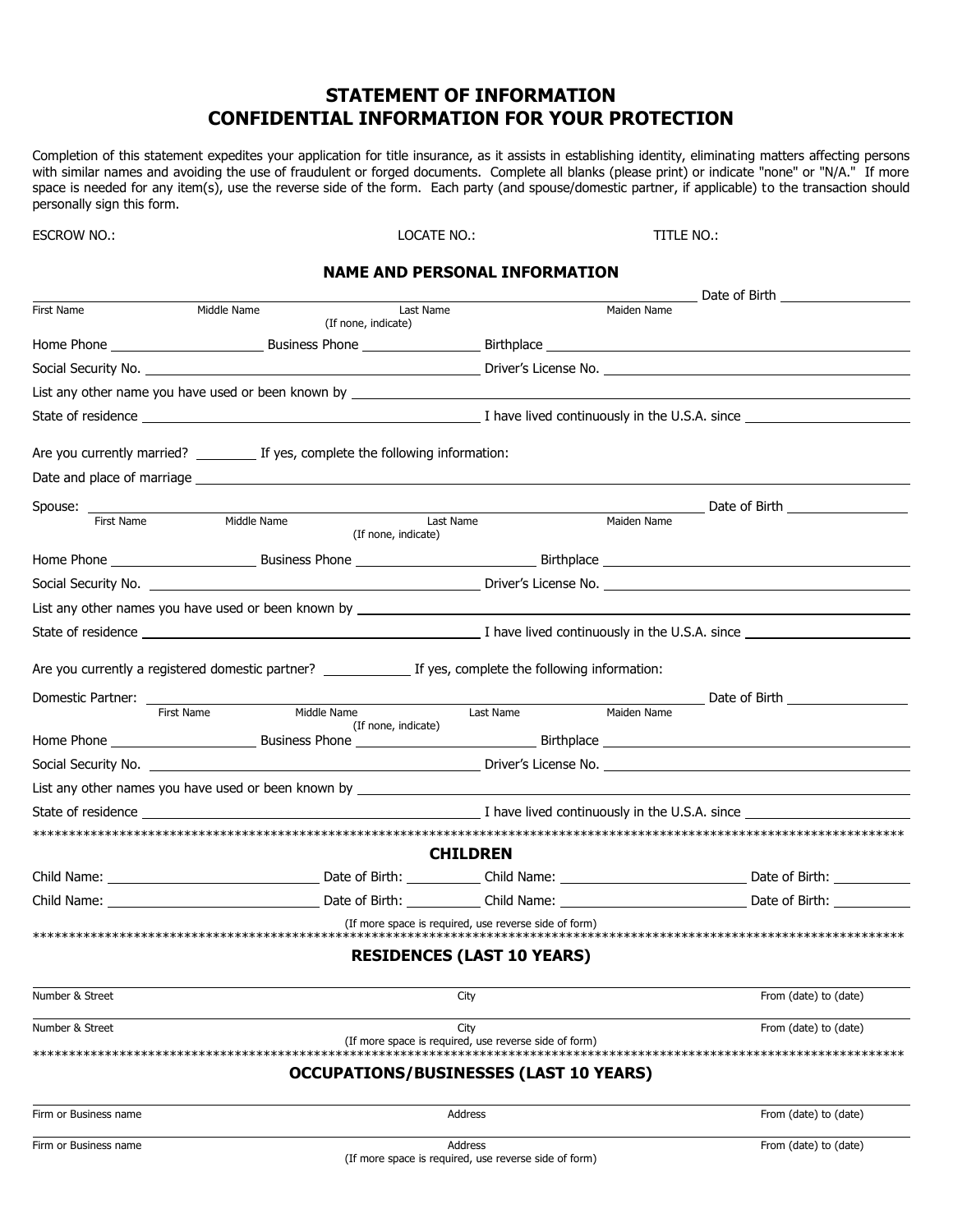# STATEMENT OF INFORMATION
# CONFIDENTIAL INFORMATION FOR YOUR PROTECTION

Completion of this statement expedites your application for title insurance, as it assists in establishing identity, eliminating matters affecting persons with similar names and avoiding the use of fraudulent or forged documents. Complete all blanks (please print) or indicate "none" or "N/A." If more space is needed for any item(s), use the reverse side of the form. Each party (and spouse/domestic partner, if applicable) to the transaction should personally sign this form.

ESCROW NO.: LOCATE NO.: TITLE NO.:

## NAME AND PERSONAL INFORMATION

_______________________________________________________________ Date of Birth ________________
First Name Middle Name Last Name (If none, indicate) Maiden Name

Home Phone ________________ Business Phone ________________ Birthplace ________________________________

Social Security No. ________________________________ Driver's License No. ________________________________

List any other name you have used or been known by ________________________________________________

State of residence ________________________________ I have lived continuously in the U.S.A. since ________________

Are you currently married? ________ If yes, complete the following information:

Date and place of marriage ________________________________________________________________

Spouse: _______________________________________________________ Date of Birth ________________
First Name Middle Name Last Name (If none, indicate) Maiden Name

Home Phone ________________ Business Phone ________________ Birthplace ________________________________

Social Security No. ________________________________ Driver's License No. ________________________________

List any other names you have used or been known by ________________________________________________

State of residence ________________________________ I have lived continuously in the U.S.A. since ________________

Are you currently a registered domestic partner? ____________ If yes, complete the following information:

Domestic Partner: _______________________________________________ Date of Birth ________________
First Name Middle Name Last Name (If none, indicate) Maiden Name

Home Phone ________________ Business Phone ________________ Birthplace ________________________________

Social Security No. ________________________________ Driver's License No. ________________________________

List any other names you have used or been known by ________________________________________________

State of residence ________________________________ I have lived continuously in the U.S.A. since ________________

******************************************************************************************************************

## CHILDREN

Child Name: ________________________ Date of Birth: __________ Child Name: ________________________ Date of Birth: __________

Child Name: ________________________ Date of Birth: __________ Child Name: ________________________ Date of Birth: __________

(If more space is required, use reverse side of form)

******************************************************************************************************************

## RESIDENCES (LAST 10 YEARS)

| Number & Street | City | From (date) to (date) |
|---|---|---|
| | | |
| | | |

(If more space is required, use reverse side of form)

******************************************************************************************************************

## OCCUPATIONS/BUSINESSES (LAST 10 YEARS)

| Firm or Business name | Address | From (date) to (date) |
|---|---|---|
| | | |
| | | |

(If more space is required, use reverse side of form)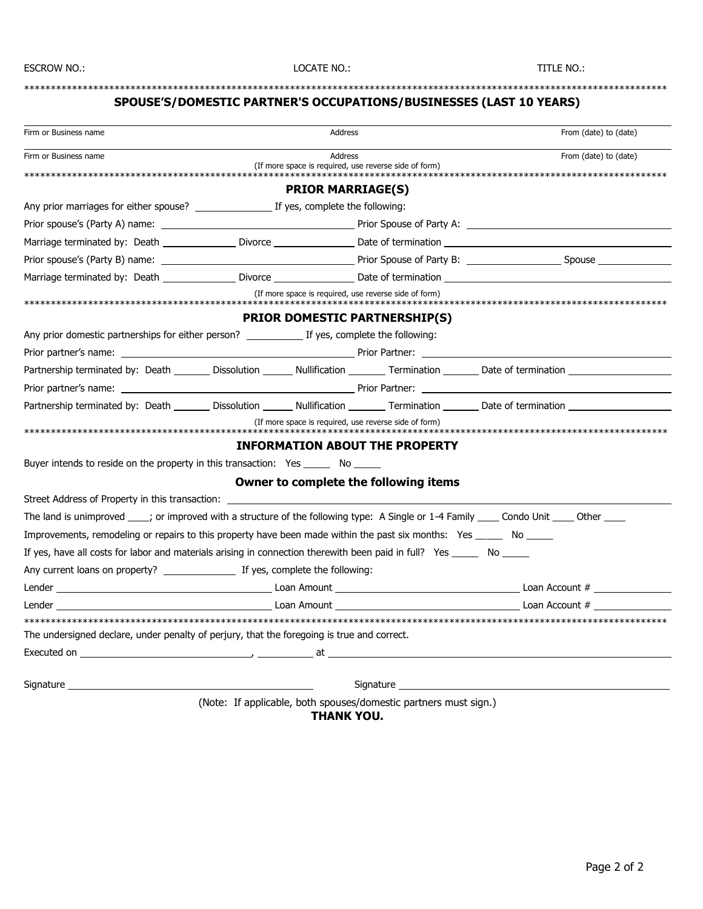ESCROW NO.: LOCATE NO.: TITLE NO.:

******************************************************************************************************************************

## SPOUSE'S/DOMESTIC PARTNER'S OCCUPATIONS/BUSINESSES (LAST 10 YEARS)

| Firm or Business name | Address | From (date) to (date) |
|---|---|---|
| Firm or Business name | Address | From (date) to (date) |

(If more space is required, use reverse side of form)

******************************************************************************************************************************

## PRIOR MARRIAGE(S)

Any prior marriages for either spouse? ______________ If yes, complete the following:

Prior spouse's (Party A) name: ____________________________________ Prior Spouse of Party A: ____________________________________

Marriage terminated by: Death ______________ Divorce ______________ Date of termination ____________________________________

Prior spouse's (Party B) name: ____________________________________ Prior Spouse of Party B: __________________ Spouse ______________

Marriage terminated by: Death ______________ Divorce ______________ Date of termination ____________________________________

(If more space is required, use reverse side of form)

******************************************************************************************************************************

## PRIOR DOMESTIC PARTNERSHIP(S)

Any prior domestic partnerships for either person? ___________ If yes, complete the following:

Prior partner's name: ____________________________________ Prior Partner: ____________________________________

Partnership terminated by: Death _______ Dissolution ______ Nullification _______ Termination _______ Date of termination ___________________

Prior partner's name: ____________________________________ Prior Partner: ____________________________________

Partnership terminated by: Death _______ Dissolution ______ Nullification _______ Termination _______ Date of termination ___________________

(If more space is required, use reverse side of form)

******************************************************************************************************************************

## INFORMATION ABOUT THE PROPERTY

Buyer intends to reside on the property in this transaction: Yes _____ No _____

### Owner to complete the following items

Street Address of Property in this transaction: ____________________________________________________________

The land is unimproved ____; or improved with a structure of the following type: A Single or 1-4 Family ____ Condo Unit ____ Other ____

Improvements, remodeling or repairs to this property have been made within the past six months: Yes _____ No _____

If yes, have all costs for labor and materials arising in connection therewith been paid in full? Yes _____ No _____

Any current loans on property? ______________ If yes, complete the following:

Lender ________________________________________ Loan Amount ________________________________ Loan Account # ______________

Lender ________________________________________ Loan Amount ________________________________ Loan Account # ______________

******************************************************************************************************************************

The undersigned declare, under penalty of perjury, that the foregoing is true and correct.

Executed on ______________________________, __________ at ____________________________________________________________

Signature ____________________________________________ Signature ____________________________________________

(Note: If applicable, both spouses/domestic partners must sign.)

**THANK YOU.**